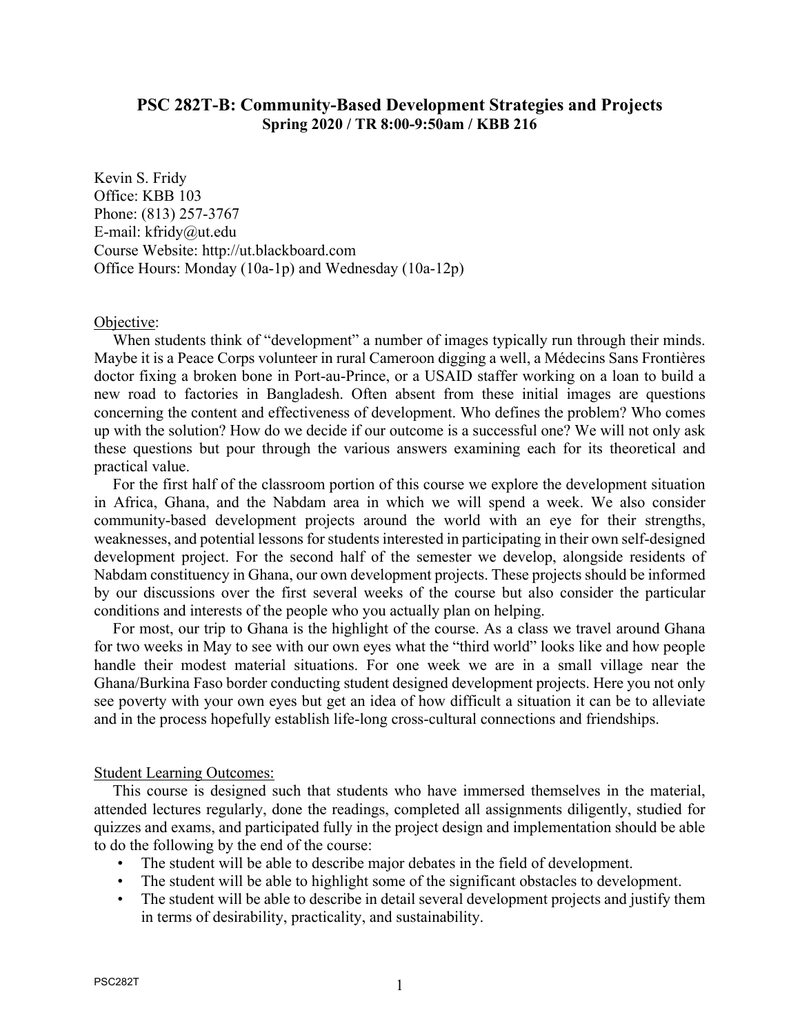# PSC 282T-B: Community-Based Development Strategies and Projects

**Spring 2020 / TR 8:00-9:50am / KBB 216**

Kevin S. Fridy
Office: KBB 103
Phone: (813) 257-3767
E-mail: kfridy@ut.edu
Course Website: http://ut.blackboard.com
Office Hours: Monday (10a-1p) and Wednesday (10a-12p)

## Objective:

When students think of "development" a number of images typically run through their minds. Maybe it is a Peace Corps volunteer in rural Cameroon digging a well, a Médecins Sans Frontières doctor fixing a broken bone in Port-au-Prince, or a USAID staffer working on a loan to build a new road to factories in Bangladesh. Often absent from these initial images are questions concerning the content and effectiveness of development. Who defines the problem? Who comes up with the solution? How do we decide if our outcome is a successful one? We will not only ask these questions but pour through the various answers examining each for its theoretical and practical value.

For the first half of the classroom portion of this course we explore the development situation in Africa, Ghana, and the Nabdam area in which we will spend a week. We also consider community-based development projects around the world with an eye for their strengths, weaknesses, and potential lessons for students interested in participating in their own self-designed development project. For the second half of the semester we develop, alongside residents of Nabdam constituency in Ghana, our own development projects. These projects should be informed by our discussions over the first several weeks of the course but also consider the particular conditions and interests of the people who you actually plan on helping.

For most, our trip to Ghana is the highlight of the course. As a class we travel around Ghana for two weeks in May to see with our own eyes what the "third world" looks like and how people handle their modest material situations. For one week we are in a small village near the Ghana/Burkina Faso border conducting student designed development projects. Here you not only see poverty with your own eyes but get an idea of how difficult a situation it can be to alleviate and in the process hopefully establish life-long cross-cultural connections and friendships.

## Student Learning Outcomes:

This course is designed such that students who have immersed themselves in the material, attended lectures regularly, done the readings, completed all assignments diligently, studied for quizzes and exams, and participated fully in the project design and implementation should be able to do the following by the end of the course:

- The student will be able to describe major debates in the field of development.
- The student will be able to highlight some of the significant obstacles to development.
- The student will be able to describe in detail several development projects and justify them in terms of desirability, practicality, and sustainability.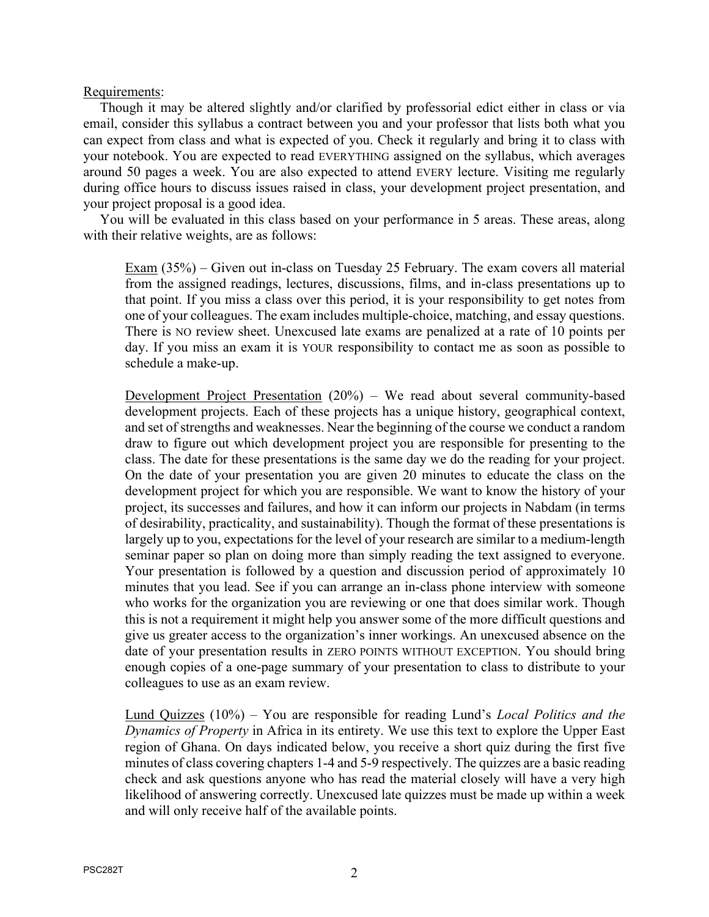Requirements:

Though it may be altered slightly and/or clarified by professorial edict either in class or via email, consider this syllabus a contract between you and your professor that lists both what you can expect from class and what is expected of you. Check it regularly and bring it to class with your notebook. You are expected to read EVERYTHING assigned on the syllabus, which averages around 50 pages a week. You are also expected to attend EVERY lecture. Visiting me regularly during office hours to discuss issues raised in class, your development project presentation, and your project proposal is a good idea.

You will be evaluated in this class based on your performance in 5 areas. These areas, along with their relative weights, are as follows:

Exam (35%) – Given out in-class on Tuesday 25 February. The exam covers all material from the assigned readings, lectures, discussions, films, and in-class presentations up to that point. If you miss a class over this period, it is your responsibility to get notes from one of your colleagues. The exam includes multiple-choice, matching, and essay questions. There is NO review sheet. Unexcused late exams are penalized at a rate of 10 points per day. If you miss an exam it is YOUR responsibility to contact me as soon as possible to schedule a make-up.

Development Project Presentation (20%) – We read about several community-based development projects. Each of these projects has a unique history, geographical context, and set of strengths and weaknesses. Near the beginning of the course we conduct a random draw to figure out which development project you are responsible for presenting to the class. The date for these presentations is the same day we do the reading for your project. On the date of your presentation you are given 20 minutes to educate the class on the development project for which you are responsible. We want to know the history of your project, its successes and failures, and how it can inform our projects in Nabdam (in terms of desirability, practicality, and sustainability). Though the format of these presentations is largely up to you, expectations for the level of your research are similar to a medium-length seminar paper so plan on doing more than simply reading the text assigned to everyone. Your presentation is followed by a question and discussion period of approximately 10 minutes that you lead. See if you can arrange an in-class phone interview with someone who works for the organization you are reviewing or one that does similar work. Though this is not a requirement it might help you answer some of the more difficult questions and give us greater access to the organization's inner workings. An unexcused absence on the date of your presentation results in ZERO POINTS WITHOUT EXCEPTION. You should bring enough copies of a one-page summary of your presentation to class to distribute to your colleagues to use as an exam review.

Lund Quizzes (10%) – You are responsible for reading Lund's *Local Politics and the Dynamics of Property* in Africa in its entirety. We use this text to explore the Upper East region of Ghana. On days indicated below, you receive a short quiz during the first five minutes of class covering chapters 1-4 and 5-9 respectively. The quizzes are a basic reading check and ask questions anyone who has read the material closely will have a very high likelihood of answering correctly. Unexcused late quizzes must be made up within a week and will only receive half of the available points.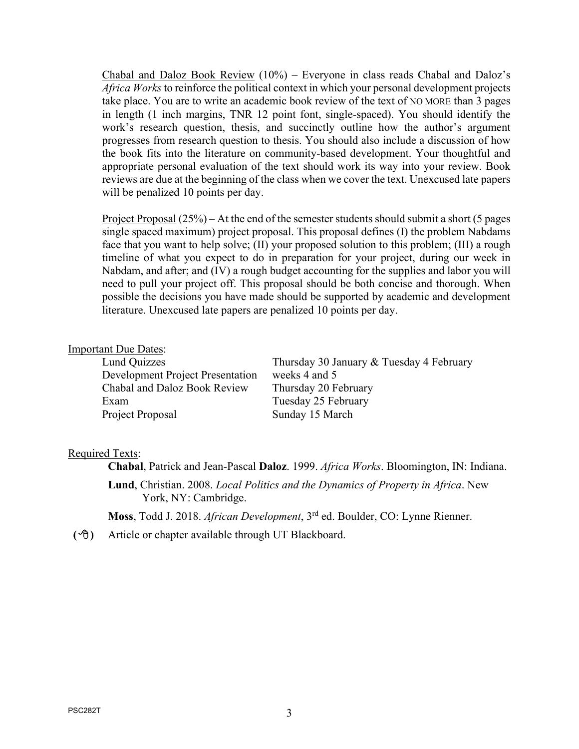Chabal and Daloz Book Review (10%) – Everyone in class reads Chabal and Daloz's *Africa Works* to reinforce the political context in which your personal development projects take place. You are to write an academic book review of the text of NO MORE than 3 pages in length (1 inch margins, TNR 12 point font, single-spaced). You should identify the work's research question, thesis, and succinctly outline how the author's argument progresses from research question to thesis. You should also include a discussion of how the book fits into the literature on community-based development. Your thoughtful and appropriate personal evaluation of the text should work its way into your review. Book reviews are due at the beginning of the class when we cover the text. Unexcused late papers will be penalized 10 points per day.

Project Proposal (25%) – At the end of the semester students should submit a short (5 pages single spaced maximum) project proposal. This proposal defines (I) the problem Nabdams face that you want to help solve; (II) your proposed solution to this problem; (III) a rough timeline of what you expect to do in preparation for your project, during our week in Nabdam, and after; and (IV) a rough budget accounting for the supplies and labor you will need to pull your project off. This proposal should be both concise and thorough. When possible the decisions you have made should be supported by academic and development literature. Unexcused late papers are penalized 10 points per day.

Important Due Dates:

| | |
|---|---|
| Lund Quizzes | Thursday 30 January & Tuesday 4 February |
| Development Project Presentation | weeks 4 and 5 |
| Chabal and Daloz Book Review | Thursday 20 February |
| Exam | Tuesday 25 February |
| Project Proposal | Sunday 15 March |

Required Texts:

**Chabal**, Patrick and Jean-Pascal **Daloz**. 1999. *Africa Works*. Bloomington, IN: Indiana.

**Lund**, Christian. 2008. *Local Politics and the Dynamics of Property in Africa*. New York, NY: Cambridge.

**Moss**, Todd J. 2018. *African Development*, 3rd ed. Boulder, CO: Lynne Rienner.

(🖰) Article or chapter available through UT Blackboard.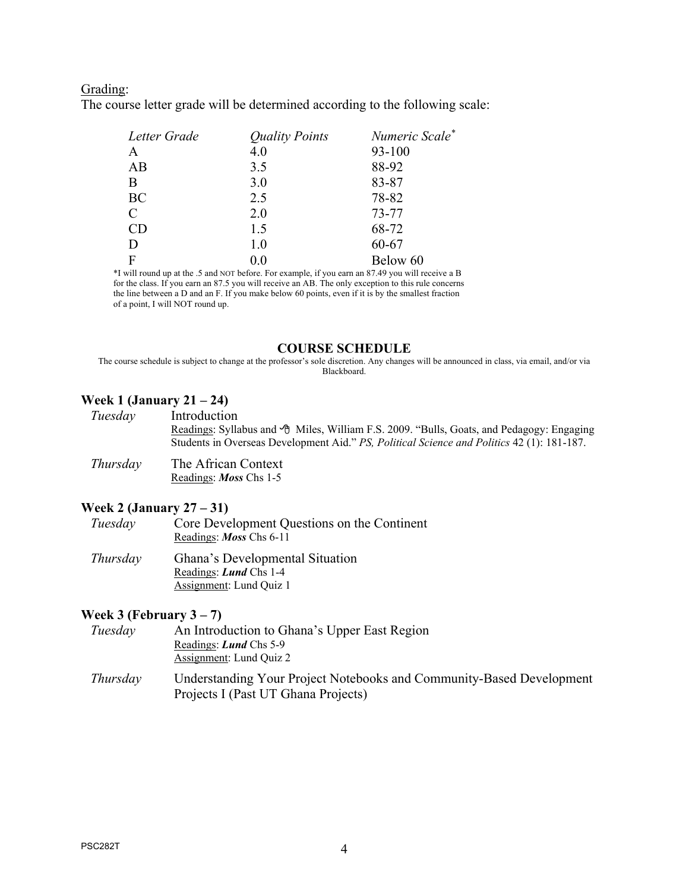<u>Grading</u>:

The course letter grade will be determined according to the following scale:

| *Letter Grade* | *Quality Points* | *Numeric Scale*[*] |
|---|---|---|
| A | 4.0 | 93-100 |
| AB | 3.5 | 88-92 |
| B | 3.0 | 83-87 |
| BC | 2.5 | 78-82 |
| C | 2.0 | 73-77 |
| CD | 1.5 | 68-72 |
| D | 1.0 | 60-67 |
| F | 0.0 | Below 60 |

*I will round up at the .5 and NOT before. For example, if you earn an 87.49 you will receive a B for the class. If you earn an 87.5 you will receive an AB. The only exception to this rule concerns the line between a D and an F. If you make below 60 points, even if it is by the smallest fraction of a point, I will NOT round up.

## COURSE SCHEDULE

The course schedule is subject to change at the professor's sole discretion. Any changes will be announced in class, via email, and/or via Blackboard.

### Week 1 (January 21 – 24)

*Tuesday* Introduction
<u>Readings</u>: Syllabus and 🖰 Miles, William F.S. 2009. "Bulls, Goats, and Pedagogy: Engaging Students in Overseas Development Aid." *PS, Political Science and Politics* 42 (1): 181-187.

*Thursday* The African Context
<u>Readings</u>: ***Moss*** Chs 1-5

### Week 2 (January 27 – 31)

*Tuesday* Core Development Questions on the Continent
<u>Readings</u>: ***Moss*** Chs 6-11

*Thursday* Ghana's Developmental Situation
<u>Readings</u>: ***Lund*** Chs 1-4
<u>Assignment</u>: Lund Quiz 1

### Week 3 (February 3 – 7)

*Tuesday* An Introduction to Ghana's Upper East Region
<u>Readings</u>: ***Lund*** Chs 5-9
<u>Assignment</u>: Lund Quiz 2

*Thursday* Understanding Your Project Notebooks and Community-Based Development Projects I (Past UT Ghana Projects)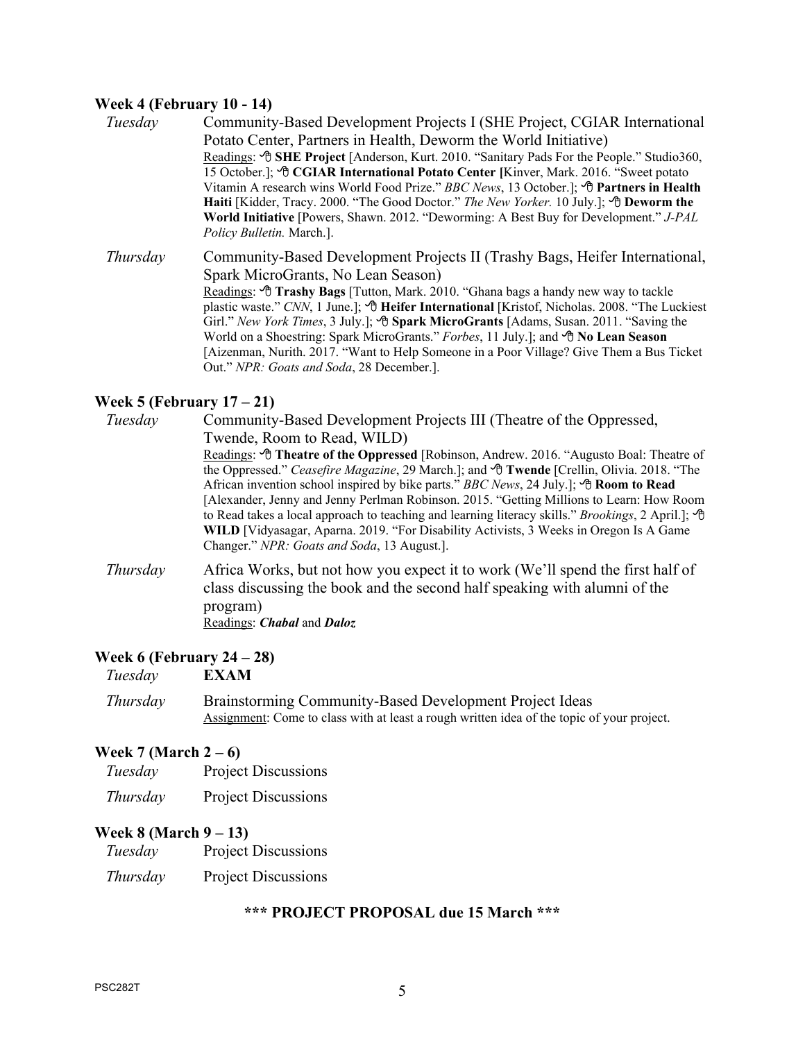### Week 4 (February 10 - 14)

*Tuesday* Community-Based Development Projects I (SHE Project, CGIAR International Potato Center, Partners in Health, Deworm the World Initiative)

Readings: 🖰 **SHE Project** [Anderson, Kurt. 2010. "Sanitary Pads For the People." Studio360, 15 October.]; 🖰 **CGIAR International Potato Center [**Kinver, Mark. 2016. "Sweet potato Vitamin A research wins World Food Prize." *BBC News*, 13 October.]; 🖰 **Partners in Health Haiti** [Kidder, Tracy. 2000. "The Good Doctor." *The New Yorker.* 10 July.]; 🖰 **Deworm the World Initiative** [Powers, Shawn. 2012. "Deworming: A Best Buy for Development." *J-PAL Policy Bulletin.* March.].

*Thursday* Community-Based Development Projects II (Trashy Bags, Heifer International, Spark MicroGrants, No Lean Season)

Readings: 🖰 **Trashy Bags** [Tutton, Mark. 2010. "Ghana bags a handy new way to tackle plastic waste." *CNN*, 1 June.]; 🖰 **Heifer International** [Kristof, Nicholas. 2008. "The Luckiest Girl." *New York Times*, 3 July.]; 🖰 **Spark MicroGrants** [Adams, Susan. 2011. "Saving the World on a Shoestring: Spark MicroGrants." *Forbes*, 11 July.]; and 🖰 **No Lean Season** [Aizenman, Nurith. 2017. "Want to Help Someone in a Poor Village? Give Them a Bus Ticket Out." *NPR: Goats and Soda*, 28 December.].

### Week 5 (February 17 – 21)

*Tuesday* Community-Based Development Projects III (Theatre of the Oppressed, Twende, Room to Read, WILD)

Readings: 🖰 **Theatre of the Oppressed** [Robinson, Andrew. 2016. "Augusto Boal: Theatre of the Oppressed." *Ceasefire Magazine*, 29 March.]; and 🖰 **Twende** [Crellin, Olivia. 2018. "The African invention school inspired by bike parts." *BBC News*, 24 July.]; 🖰 **Room to Read** [Alexander, Jenny and Jenny Perlman Robinson. 2015. "Getting Millions to Learn: How Room to Read takes a local approach to teaching and learning literacy skills." *Brookings*, 2 April.]; 🖰 **WILD** [Vidyasagar, Aparna. 2019. "For Disability Activists, 3 Weeks in Oregon Is A Game Changer." *NPR: Goats and Soda*, 13 August.].

*Thursday* Africa Works, but not how you expect it to work (We'll spend the first half of class discussing the book and the second half speaking with alumni of the program)

Readings: ***Chabal*** and ***Daloz***

### Week 6 (February 24 – 28)

*Tuesday* **EXAM**

*Thursday* Brainstorming Community-Based Development Project Ideas

Assignment: Come to class with at least a rough written idea of the topic of your project.

### Week 7 (March 2 – 6)

*Tuesday* Project Discussions

*Thursday* Project Discussions

### Week 8 (March 9 – 13)

*Tuesday* Project Discussions

*Thursday* Project Discussions

**\*\*\* PROJECT PROPOSAL due 15 March \*\*\***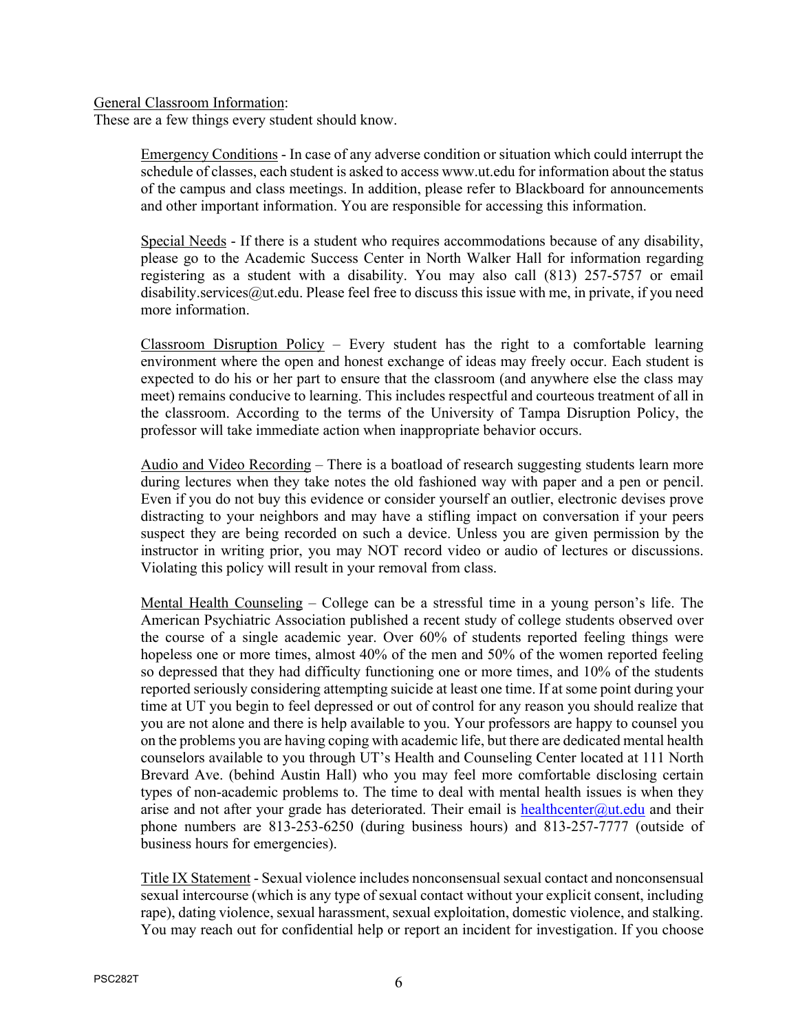General Classroom Information:

These are a few things every student should know.

> Emergency Conditions - In case of any adverse condition or situation which could interrupt the schedule of classes, each student is asked to access www.ut.edu for information about the status of the campus and class meetings. In addition, please refer to Blackboard for announcements and other important information. You are responsible for accessing this information.
>
> Special Needs - If there is a student who requires accommodations because of any disability, please go to the Academic Success Center in North Walker Hall for information regarding registering as a student with a disability. You may also call (813) 257-5757 or email disability.services@ut.edu. Please feel free to discuss this issue with me, in private, if you need more information.
>
> Classroom Disruption Policy – Every student has the right to a comfortable learning environment where the open and honest exchange of ideas may freely occur. Each student is expected to do his or her part to ensure that the classroom (and anywhere else the class may meet) remains conducive to learning. This includes respectful and courteous treatment of all in the classroom. According to the terms of the University of Tampa Disruption Policy, the professor will take immediate action when inappropriate behavior occurs.
>
> Audio and Video Recording – There is a boatload of research suggesting students learn more during lectures when they take notes the old fashioned way with paper and a pen or pencil. Even if you do not buy this evidence or consider yourself an outlier, electronic devises prove distracting to your neighbors and may have a stifling impact on conversation if your peers suspect they are being recorded on such a device. Unless you are given permission by the instructor in writing prior, you may NOT record video or audio of lectures or discussions. Violating this policy will result in your removal from class.
>
> Mental Health Counseling – College can be a stressful time in a young person's life. The American Psychiatric Association published a recent study of college students observed over the course of a single academic year. Over 60% of students reported feeling things were hopeless one or more times, almost 40% of the men and 50% of the women reported feeling so depressed that they had difficulty functioning one or more times, and 10% of the students reported seriously considering attempting suicide at least one time. If at some point during your time at UT you begin to feel depressed or out of control for any reason you should realize that you are not alone and there is help available to you. Your professors are happy to counsel you on the problems you are having coping with academic life, but there are dedicated mental health counselors available to you through UT's Health and Counseling Center located at 111 North Brevard Ave. (behind Austin Hall) who you may feel more comfortable disclosing certain types of non-academic problems to. The time to deal with mental health issues is when they arise and not after your grade has deteriorated. Their email is healthcenter@ut.edu and their phone numbers are 813-253-6250 (during business hours) and 813-257-7777 (outside of business hours for emergencies).
>
> Title IX Statement - Sexual violence includes nonconsensual sexual contact and nonconsensual sexual intercourse (which is any type of sexual contact without your explicit consent, including rape), dating violence, sexual harassment, sexual exploitation, domestic violence, and stalking. You may reach out for confidential help or report an incident for investigation. If you choose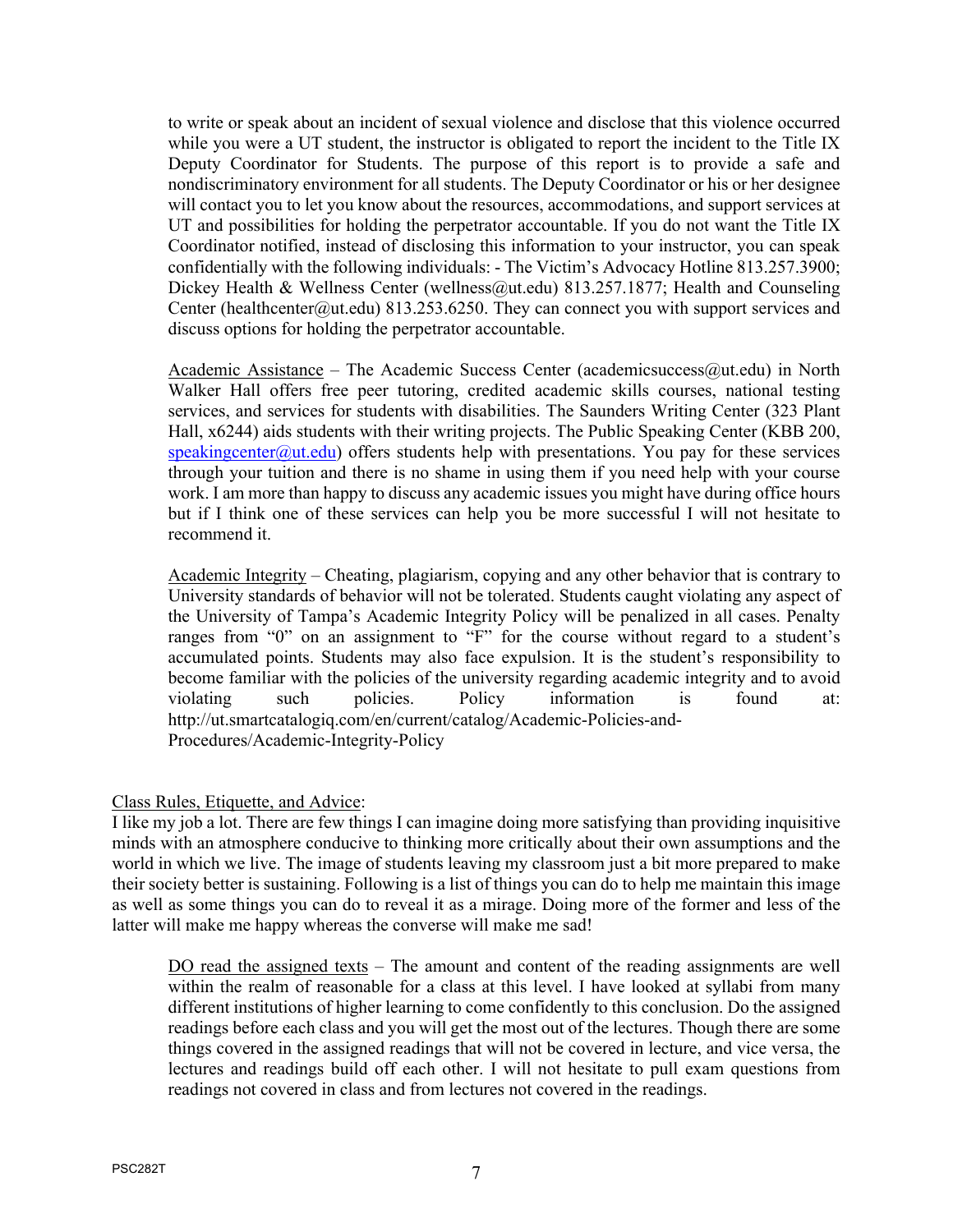to write or speak about an incident of sexual violence and disclose that this violence occurred while you were a UT student, the instructor is obligated to report the incident to the Title IX Deputy Coordinator for Students. The purpose of this report is to provide a safe and nondiscriminatory environment for all students. The Deputy Coordinator or his or her designee will contact you to let you know about the resources, accommodations, and support services at UT and possibilities for holding the perpetrator accountable. If you do not want the Title IX Coordinator notified, instead of disclosing this information to your instructor, you can speak confidentially with the following individuals: - The Victim's Advocacy Hotline 813.257.3900; Dickey Health & Wellness Center (wellness@ut.edu) 813.257.1877; Health and Counseling Center (healthcenter@ut.edu) 813.253.6250. They can connect you with support services and discuss options for holding the perpetrator accountable.

Academic Assistance – The Academic Success Center (academicsuccess@ut.edu) in North Walker Hall offers free peer tutoring, credited academic skills courses, national testing services, and services for students with disabilities. The Saunders Writing Center (323 Plant Hall, x6244) aids students with their writing projects. The Public Speaking Center (KBB 200, speakingcenter@ut.edu) offers students help with presentations. You pay for these services through your tuition and there is no shame in using them if you need help with your course work. I am more than happy to discuss any academic issues you might have during office hours but if I think one of these services can help you be more successful I will not hesitate to recommend it.

Academic Integrity – Cheating, plagiarism, copying and any other behavior that is contrary to University standards of behavior will not be tolerated. Students caught violating any aspect of the University of Tampa's Academic Integrity Policy will be penalized in all cases. Penalty ranges from "0" on an assignment to "F" for the course without regard to a student's accumulated points. Students may also face expulsion. It is the student's responsibility to become familiar with the policies of the university regarding academic integrity and to avoid violating such policies. Policy information is found at: http://ut.smartcatalogiq.com/en/current/catalog/Academic-Policies-and-Procedures/Academic-Integrity-Policy

## Class Rules, Etiquette, and Advice:

I like my job a lot. There are few things I can imagine doing more satisfying than providing inquisitive minds with an atmosphere conducive to thinking more critically about their own assumptions and the world in which we live. The image of students leaving my classroom just a bit more prepared to make their society better is sustaining. Following is a list of things you can do to help me maintain this image as well as some things you can do to reveal it as a mirage. Doing more of the former and less of the latter will make me happy whereas the converse will make me sad!

DO read the assigned texts – The amount and content of the reading assignments are well within the realm of reasonable for a class at this level. I have looked at syllabi from many different institutions of higher learning to come confidently to this conclusion. Do the assigned readings before each class and you will get the most out of the lectures. Though there are some things covered in the assigned readings that will not be covered in lecture, and vice versa, the lectures and readings build off each other. I will not hesitate to pull exam questions from readings not covered in class and from lectures not covered in the readings.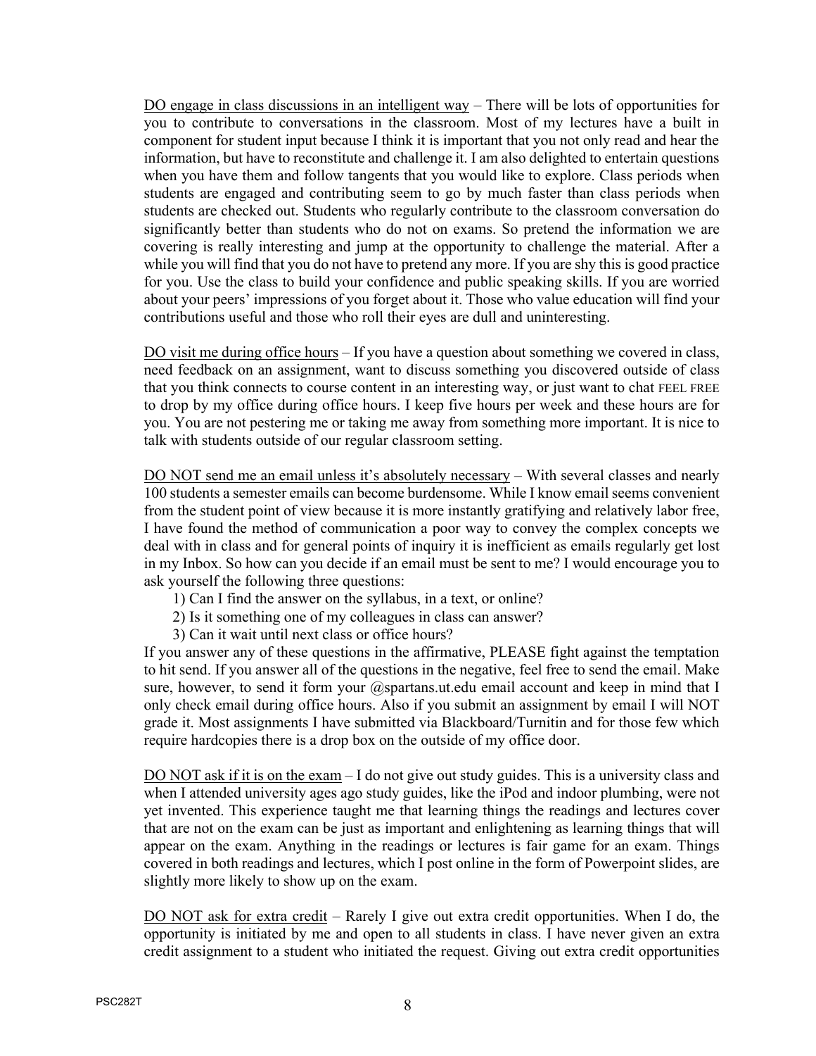<u>DO engage in class discussions in an intelligent way</u> – There will be lots of opportunities for you to contribute to conversations in the classroom. Most of my lectures have a built in component for student input because I think it is important that you not only read and hear the information, but have to reconstitute and challenge it. I am also delighted to entertain questions when you have them and follow tangents that you would like to explore. Class periods when students are engaged and contributing seem to go by much faster than class periods when students are checked out. Students who regularly contribute to the classroom conversation do significantly better than students who do not on exams. So pretend the information we are covering is really interesting and jump at the opportunity to challenge the material. After a while you will find that you do not have to pretend any more. If you are shy this is good practice for you. Use the class to build your confidence and public speaking skills. If you are worried about your peers' impressions of you forget about it. Those who value education will find your contributions useful and those who roll their eyes are dull and uninteresting.

<u>DO visit me during office hours</u> – If you have a question about something we covered in class, need feedback on an assignment, want to discuss something you discovered outside of class that you think connects to course content in an interesting way, or just want to chat FEEL FREE to drop by my office during office hours. I keep five hours per week and these hours are for you. You are not pestering me or taking me away from something more important. It is nice to talk with students outside of our regular classroom setting.

<u>DO NOT send me an email unless it's absolutely necessary</u> – With several classes and nearly 100 students a semester emails can become burdensome. While I know email seems convenient from the student point of view because it is more instantly gratifying and relatively labor free, I have found the method of communication a poor way to convey the complex concepts we deal with in class and for general points of inquiry it is inefficient as emails regularly get lost in my Inbox. So how can you decide if an email must be sent to me? I would encourage you to ask yourself the following three questions:

1) Can I find the answer on the syllabus, in a text, or online?
2) Is it something one of my colleagues in class can answer?
3) Can it wait until next class or office hours?

If you answer any of these questions in the affirmative, PLEASE fight against the temptation to hit send. If you answer all of the questions in the negative, feel free to send the email. Make sure, however, to send it form your @spartans.ut.edu email account and keep in mind that I only check email during office hours. Also if you submit an assignment by email I will NOT grade it. Most assignments I have submitted via Blackboard/Turnitin and for those few which require hardcopies there is a drop box on the outside of my office door.

<u>DO NOT ask if it is on the exam</u> – I do not give out study guides. This is a university class and when I attended university ages ago study guides, like the iPod and indoor plumbing, were not yet invented. This experience taught me that learning things the readings and lectures cover that are not on the exam can be just as important and enlightening as learning things that will appear on the exam. Anything in the readings or lectures is fair game for an exam. Things covered in both readings and lectures, which I post online in the form of Powerpoint slides, are slightly more likely to show up on the exam.

<u>DO NOT ask for extra credit</u> – Rarely I give out extra credit opportunities. When I do, the opportunity is initiated by me and open to all students in class. I have never given an extra credit assignment to a student who initiated the request. Giving out extra credit opportunities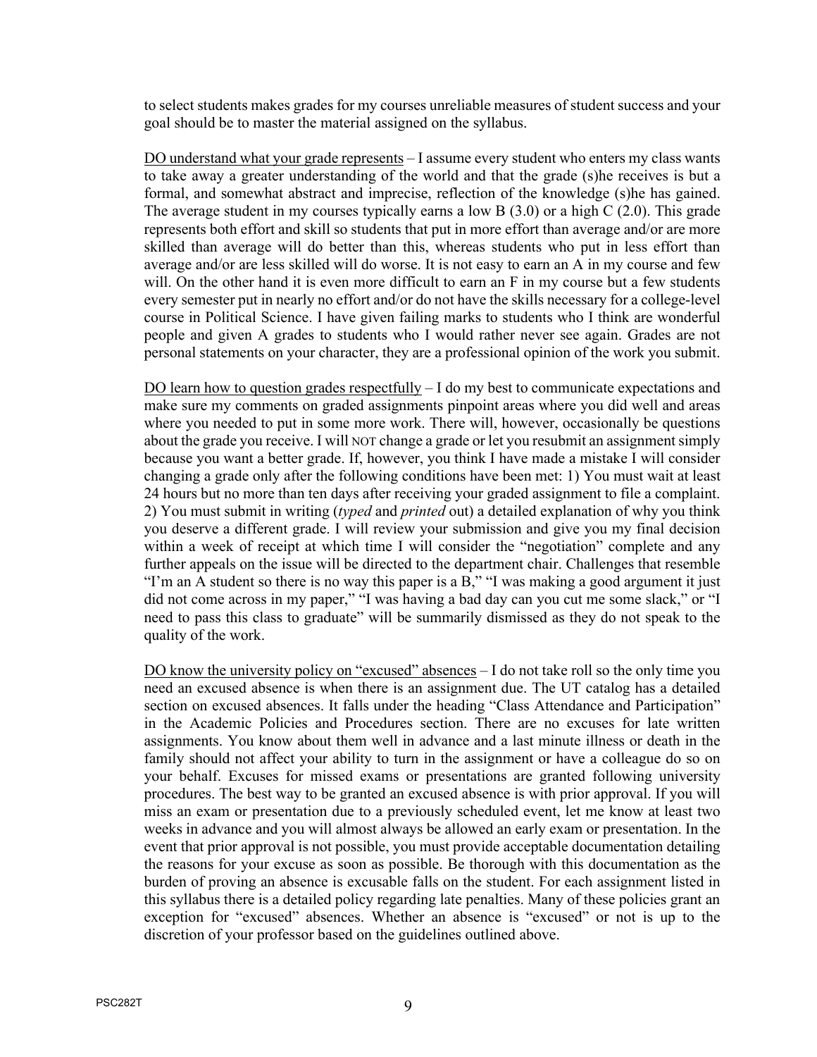to select students makes grades for my courses unreliable measures of student success and your goal should be to master the material assigned on the syllabus.

<u>DO understand what your grade represents</u> – I assume every student who enters my class wants to take away a greater understanding of the world and that the grade (s)he receives is but a formal, and somewhat abstract and imprecise, reflection of the knowledge (s)he has gained. The average student in my courses typically earns a low B (3.0) or a high C (2.0). This grade represents both effort and skill so students that put in more effort than average and/or are more skilled than average will do better than this, whereas students who put in less effort than average and/or are less skilled will do worse. It is not easy to earn an A in my course and few will. On the other hand it is even more difficult to earn an F in my course but a few students every semester put in nearly no effort and/or do not have the skills necessary for a college-level course in Political Science. I have given failing marks to students who I think are wonderful people and given A grades to students who I would rather never see again. Grades are not personal statements on your character, they are a professional opinion of the work you submit.

<u>DO learn how to question grades respectfully</u> – I do my best to communicate expectations and make sure my comments on graded assignments pinpoint areas where you did well and areas where you needed to put in some more work. There will, however, occasionally be questions about the grade you receive. I will NOT change a grade or let you resubmit an assignment simply because you want a better grade. If, however, you think I have made a mistake I will consider changing a grade only after the following conditions have been met: 1) You must wait at least 24 hours but no more than ten days after receiving your graded assignment to file a complaint. 2) You must submit in writing (*typed* and *printed* out) a detailed explanation of why you think you deserve a different grade. I will review your submission and give you my final decision within a week of receipt at which time I will consider the "negotiation" complete and any further appeals on the issue will be directed to the department chair. Challenges that resemble "I'm an A student so there is no way this paper is a B," "I was making a good argument it just did not come across in my paper," "I was having a bad day can you cut me some slack," or "I need to pass this class to graduate" will be summarily dismissed as they do not speak to the quality of the work.

<u>DO know the university policy on "excused" absences</u> – I do not take roll so the only time you need an excused absence is when there is an assignment due. The UT catalog has a detailed section on excused absences. It falls under the heading "Class Attendance and Participation" in the Academic Policies and Procedures section. There are no excuses for late written assignments. You know about them well in advance and a last minute illness or death in the family should not affect your ability to turn in the assignment or have a colleague do so on your behalf. Excuses for missed exams or presentations are granted following university procedures. The best way to be granted an excused absence is with prior approval. If you will miss an exam or presentation due to a previously scheduled event, let me know at least two weeks in advance and you will almost always be allowed an early exam or presentation. In the event that prior approval is not possible, you must provide acceptable documentation detailing the reasons for your excuse as soon as possible. Be thorough with this documentation as the burden of proving an absence is excusable falls on the student. For each assignment listed in this syllabus there is a detailed policy regarding late penalties. Many of these policies grant an exception for "excused" absences. Whether an absence is "excused" or not is up to the discretion of your professor based on the guidelines outlined above.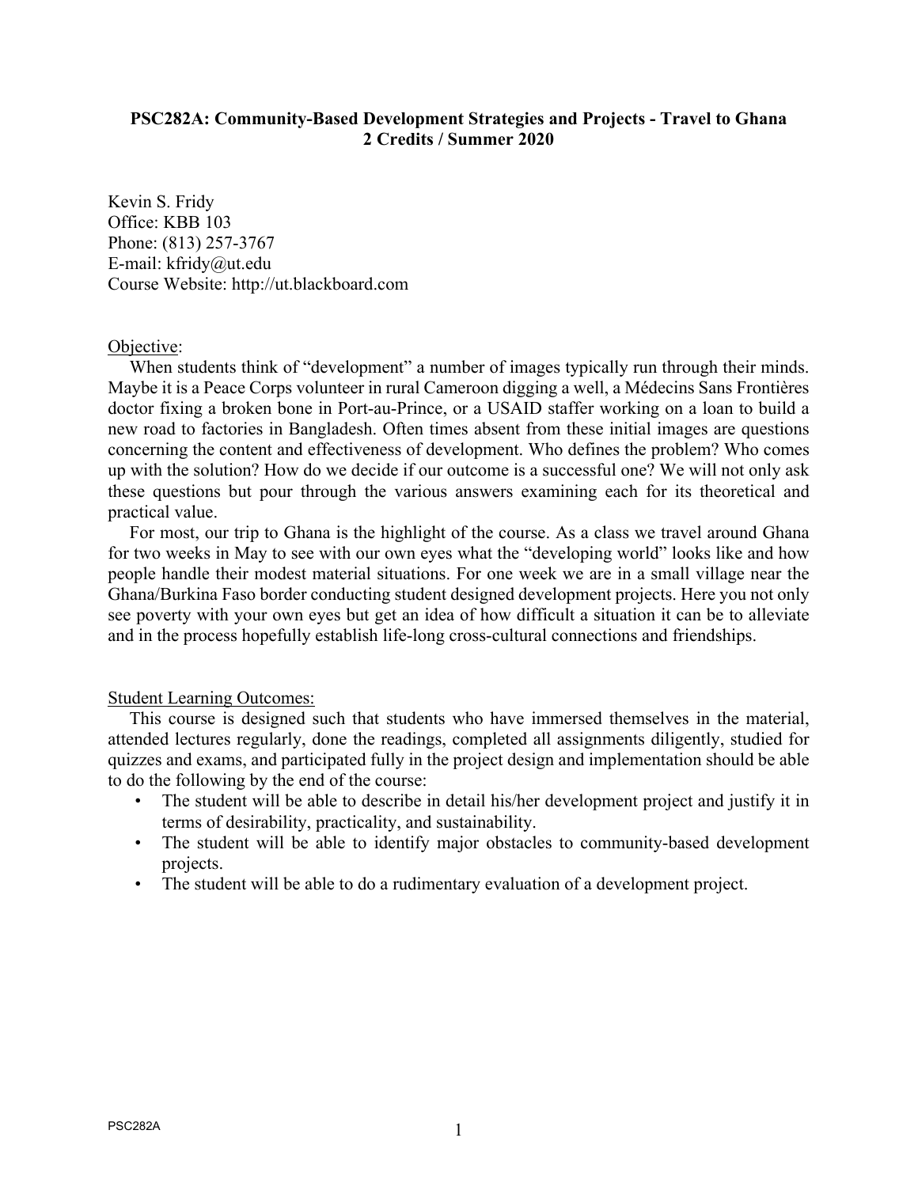**PSC282A: Community-Based Development Strategies and Projects - Travel to Ghana**
**2 Credits / Summer 2020**

Kevin S. Fridy
Office: KBB 103
Phone: (813) 257-3767
E-mail: kfridy@ut.edu
Course Website: http://ut.blackboard.com

Objective:

When students think of "development" a number of images typically run through their minds. Maybe it is a Peace Corps volunteer in rural Cameroon digging a well, a Médecins Sans Frontières doctor fixing a broken bone in Port-au-Prince, or a USAID staffer working on a loan to build a new road to factories in Bangladesh. Often times absent from these initial images are questions concerning the content and effectiveness of development. Who defines the problem? Who comes up with the solution? How do we decide if our outcome is a successful one? We will not only ask these questions but pour through the various answers examining each for its theoretical and practical value.

For most, our trip to Ghana is the highlight of the course. As a class we travel around Ghana for two weeks in May to see with our own eyes what the "developing world" looks like and how people handle their modest material situations. For one week we are in a small village near the Ghana/Burkina Faso border conducting student designed development projects. Here you not only see poverty with your own eyes but get an idea of how difficult a situation it can be to alleviate and in the process hopefully establish life-long cross-cultural connections and friendships.

Student Learning Outcomes:

This course is designed such that students who have immersed themselves in the material, attended lectures regularly, done the readings, completed all assignments diligently, studied for quizzes and exams, and participated fully in the project design and implementation should be able to do the following by the end of the course:

- The student will be able to describe in detail his/her development project and justify it in terms of desirability, practicality, and sustainability.
- The student will be able to identify major obstacles to community-based development projects.
- The student will be able to do a rudimentary evaluation of a development project.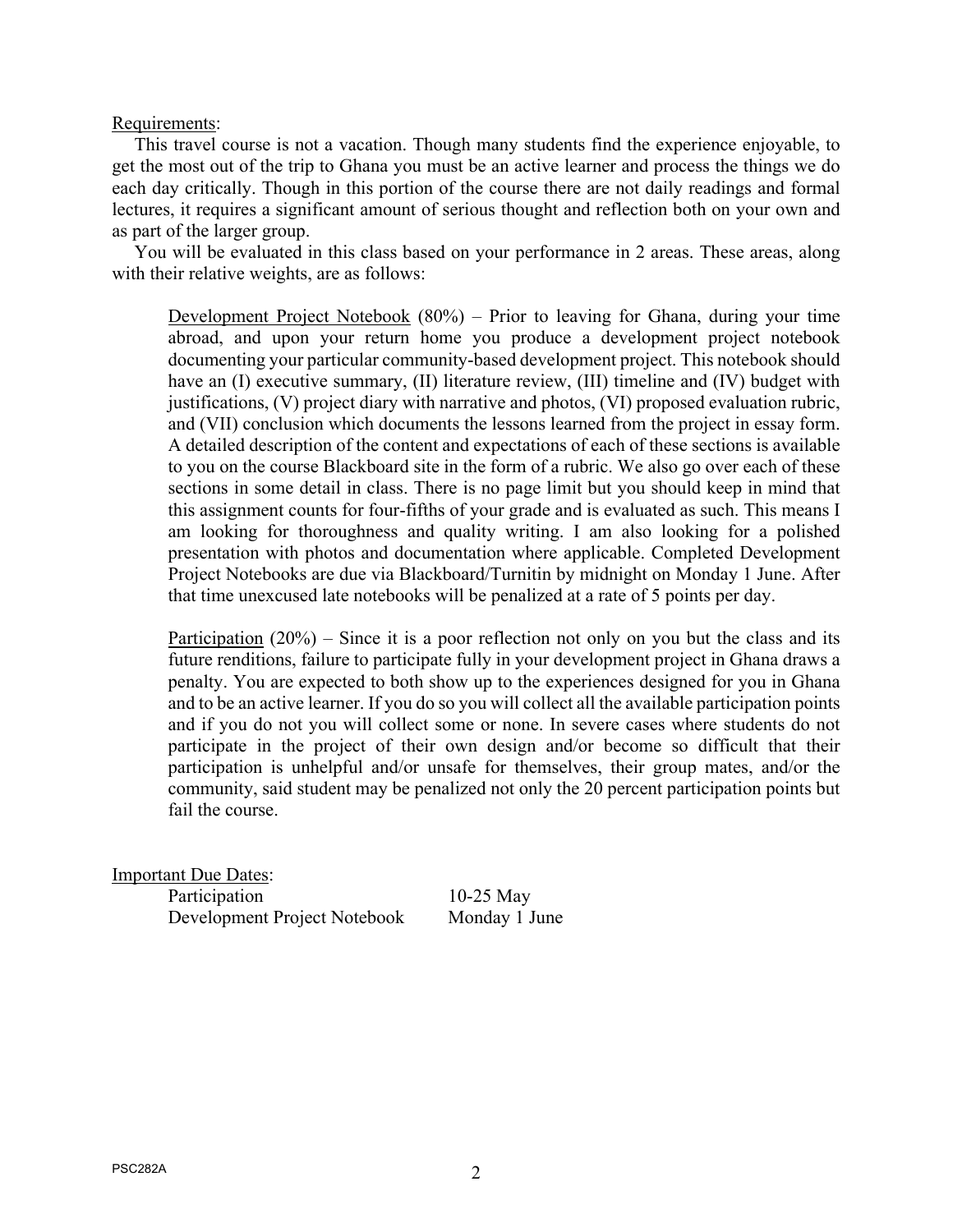Requirements:

This travel course is not a vacation. Though many students find the experience enjoyable, to get the most out of the trip to Ghana you must be an active learner and process the things we do each day critically. Though in this portion of the course there are not daily readings and formal lectures, it requires a significant amount of serious thought and reflection both on your own and as part of the larger group.

You will be evaluated in this class based on your performance in 2 areas. These areas, along with their relative weights, are as follows:

> Development Project Notebook (80%) – Prior to leaving for Ghana, during your time abroad, and upon your return home you produce a development project notebook documenting your particular community-based development project. This notebook should have an (I) executive summary, (II) literature review, (III) timeline and (IV) budget with justifications, (V) project diary with narrative and photos, (VI) proposed evaluation rubric, and (VII) conclusion which documents the lessons learned from the project in essay form. A detailed description of the content and expectations of each of these sections is available to you on the course Blackboard site in the form of a rubric. We also go over each of these sections in some detail in class. There is no page limit but you should keep in mind that this assignment counts for four-fifths of your grade and is evaluated as such. This means I am looking for thoroughness and quality writing. I am also looking for a polished presentation with photos and documentation where applicable. Completed Development Project Notebooks are due via Blackboard/Turnitin by midnight on Monday 1 June. After that time unexcused late notebooks will be penalized at a rate of 5 points per day.
>
> Participation (20%) – Since it is a poor reflection not only on you but the class and its future renditions, failure to participate fully in your development project in Ghana draws a penalty. You are expected to both show up to the experiences designed for you in Ghana and to be an active learner. If you do so you will collect all the available participation points and if you do not you will collect some or none. In severe cases where students do not participate in the project of their own design and/or become so difficult that their participation is unhelpful and/or unsafe for themselves, their group mates, and/or the community, said student may be penalized not only the 20 percent participation points but fail the course.

Important Due Dates:

| | |
|---|---|
| Participation | 10-25 May |
| Development Project Notebook | Monday 1 June |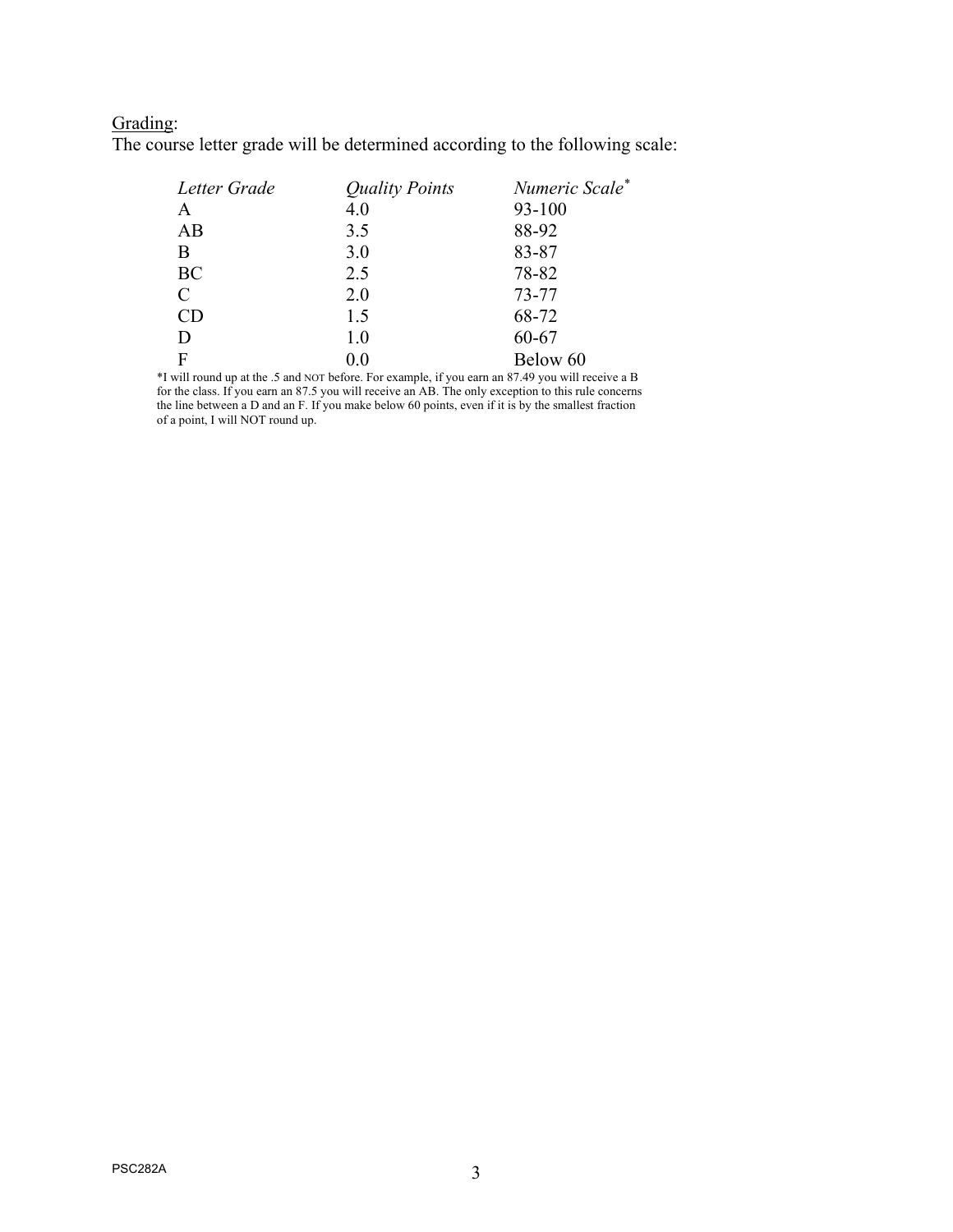<u>Grading</u>:

The course letter grade will be determined according to the following scale:

| *Letter Grade* | *Quality Points* | *Numeric Scale*\* |
|---|---|---|
| A | 4.0 | 93-100 |
| AB | 3.5 | 88-92 |
| B | 3.0 | 83-87 |
| BC | 2.5 | 78-82 |
| C | 2.0 | 73-77 |
| CD | 1.5 | 68-72 |
| D | 1.0 | 60-67 |
| F | 0.0 | Below 60 |

*I will round up at the .5 and NOT before. For example, if you earn an 87.49 you will receive a B for the class. If you earn an 87.5 you will receive an AB. The only exception to this rule concerns the line between a D and an F. If you make below 60 points, even if it is by the smallest fraction of a point, I will NOT round up.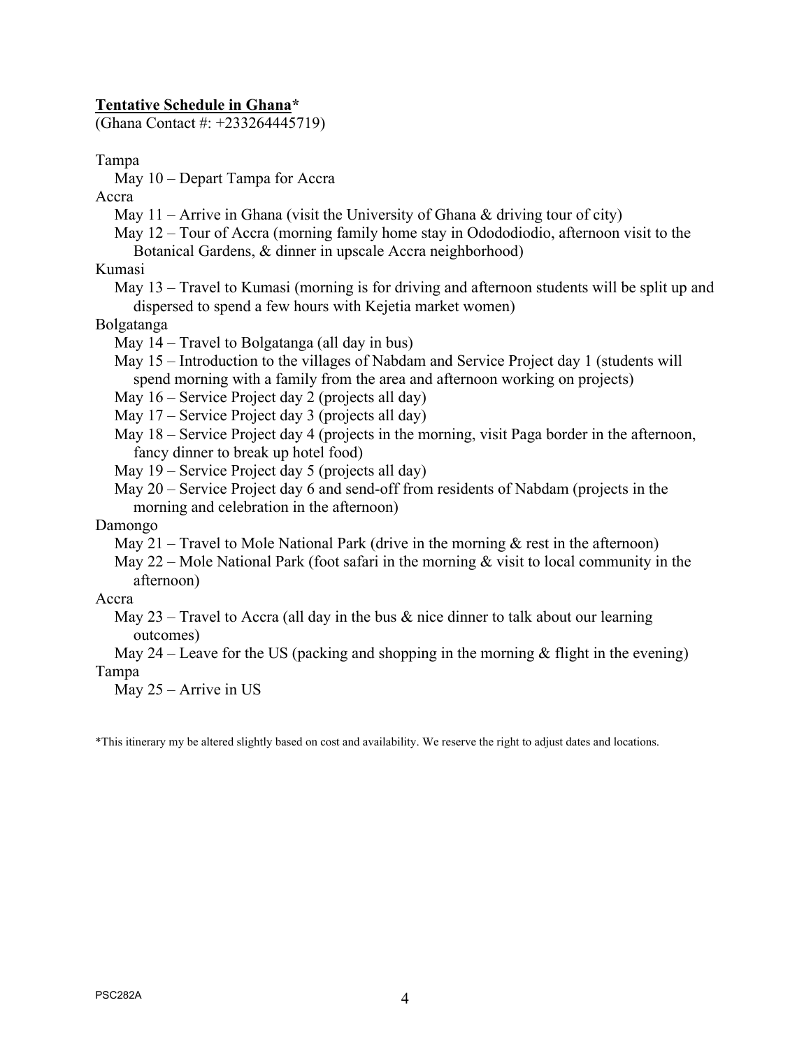**<u>Tentative Schedule in Ghana</u>***
(Ghana Contact #: +233264445719)

Tampa

- May 10 – Depart Tampa for Accra

Accra

- May 11 – Arrive in Ghana (visit the University of Ghana & driving tour of city)
- May 12 – Tour of Accra (morning family home stay in Odododiodio, afternoon visit to the Botanical Gardens, & dinner in upscale Accra neighborhood)

Kumasi

- May 13 – Travel to Kumasi (morning is for driving and afternoon students will be split up and dispersed to spend a few hours with Kejetia market women)

Bolgatanga

- May 14 – Travel to Bolgatanga (all day in bus)
- May 15 – Introduction to the villages of Nabdam and Service Project day 1 (students will spend morning with a family from the area and afternoon working on projects)
- May 16 – Service Project day 2 (projects all day)
- May 17 – Service Project day 3 (projects all day)
- May 18 – Service Project day 4 (projects in the morning, visit Paga border in the afternoon, fancy dinner to break up hotel food)
- May 19 – Service Project day 5 (projects all day)
- May 20 – Service Project day 6 and send-off from residents of Nabdam (projects in the morning and celebration in the afternoon)

Damongo

- May 21 – Travel to Mole National Park (drive in the morning & rest in the afternoon)
- May 22 – Mole National Park (foot safari in the morning & visit to local community in the afternoon)

Accra

- May 23 – Travel to Accra (all day in the bus & nice dinner to talk about our learning outcomes)
- May 24 – Leave for the US (packing and shopping in the morning & flight in the evening)

Tampa

- May 25 – Arrive in US

*This itinerary my be altered slightly based on cost and availability. We reserve the right to adjust dates and locations.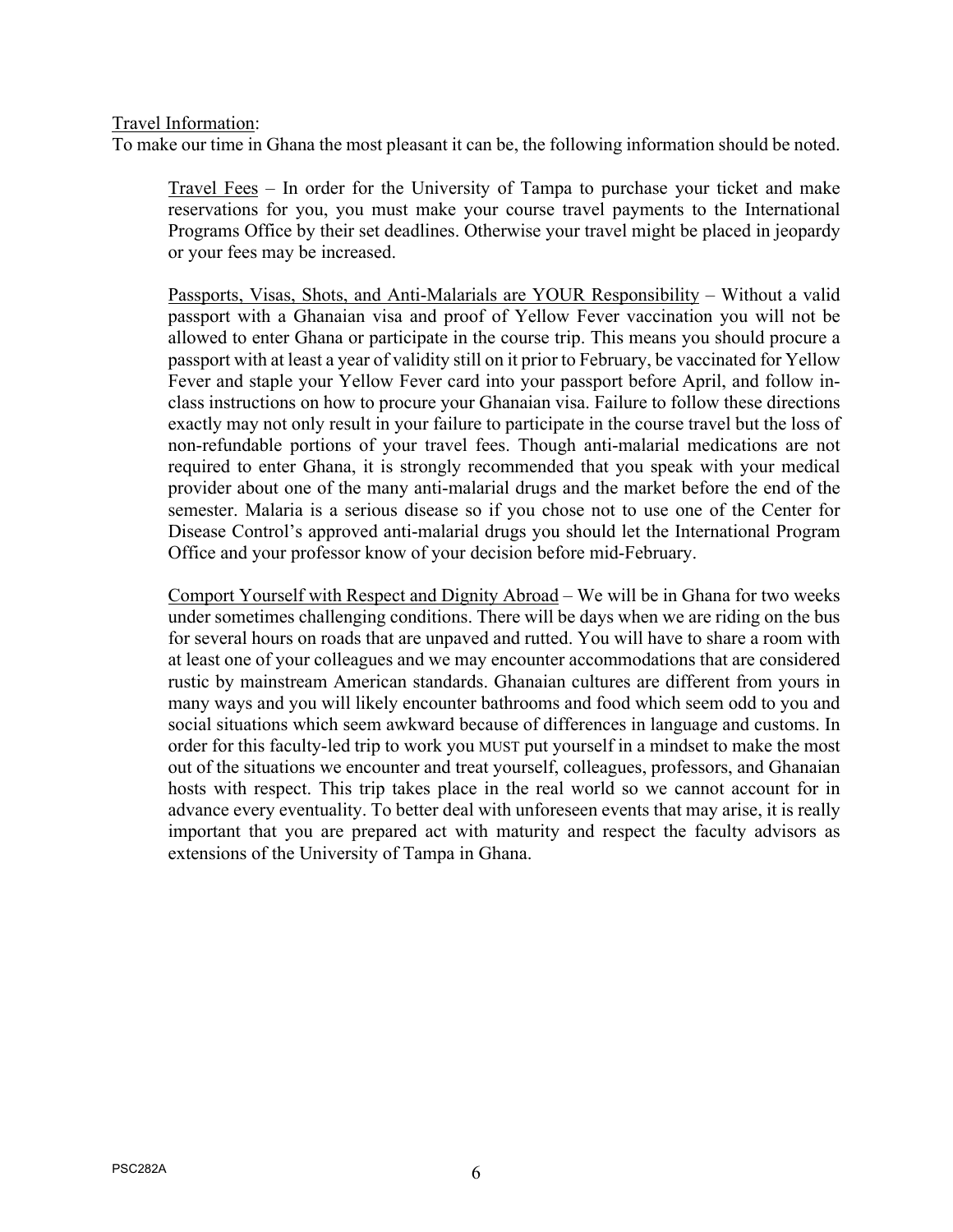Travel Information:

To make our time in Ghana the most pleasant it can be, the following information should be noted.

Travel Fees – In order for the University of Tampa to purchase your ticket and make reservations for you, you must make your course travel payments to the International Programs Office by their set deadlines. Otherwise your travel might be placed in jeopardy or your fees may be increased.

Passports, Visas, Shots, and Anti-Malarials are YOUR Responsibility – Without a valid passport with a Ghanaian visa and proof of Yellow Fever vaccination you will not be allowed to enter Ghana or participate in the course trip. This means you should procure a passport with at least a year of validity still on it prior to February, be vaccinated for Yellow Fever and staple your Yellow Fever card into your passport before April, and follow in-class instructions on how to procure your Ghanaian visa. Failure to follow these directions exactly may not only result in your failure to participate in the course travel but the loss of non-refundable portions of your travel fees. Though anti-malarial medications are not required to enter Ghana, it is strongly recommended that you speak with your medical provider about one of the many anti-malarial drugs and the market before the end of the semester. Malaria is a serious disease so if you chose not to use one of the Center for Disease Control's approved anti-malarial drugs you should let the International Program Office and your professor know of your decision before mid-February.

Comport Yourself with Respect and Dignity Abroad – We will be in Ghana for two weeks under sometimes challenging conditions. There will be days when we are riding on the bus for several hours on roads that are unpaved and rutted. You will have to share a room with at least one of your colleagues and we may encounter accommodations that are considered rustic by mainstream American standards. Ghanaian cultures are different from yours in many ways and you will likely encounter bathrooms and food which seem odd to you and social situations which seem awkward because of differences in language and customs. In order for this faculty-led trip to work you MUST put yourself in a mindset to make the most out of the situations we encounter and treat yourself, colleagues, professors, and Ghanaian hosts with respect. This trip takes place in the real world so we cannot account for in advance every eventuality. To better deal with unforeseen events that may arise, it is really important that you are prepared act with maturity and respect the faculty advisors as extensions of the University of Tampa in Ghana.